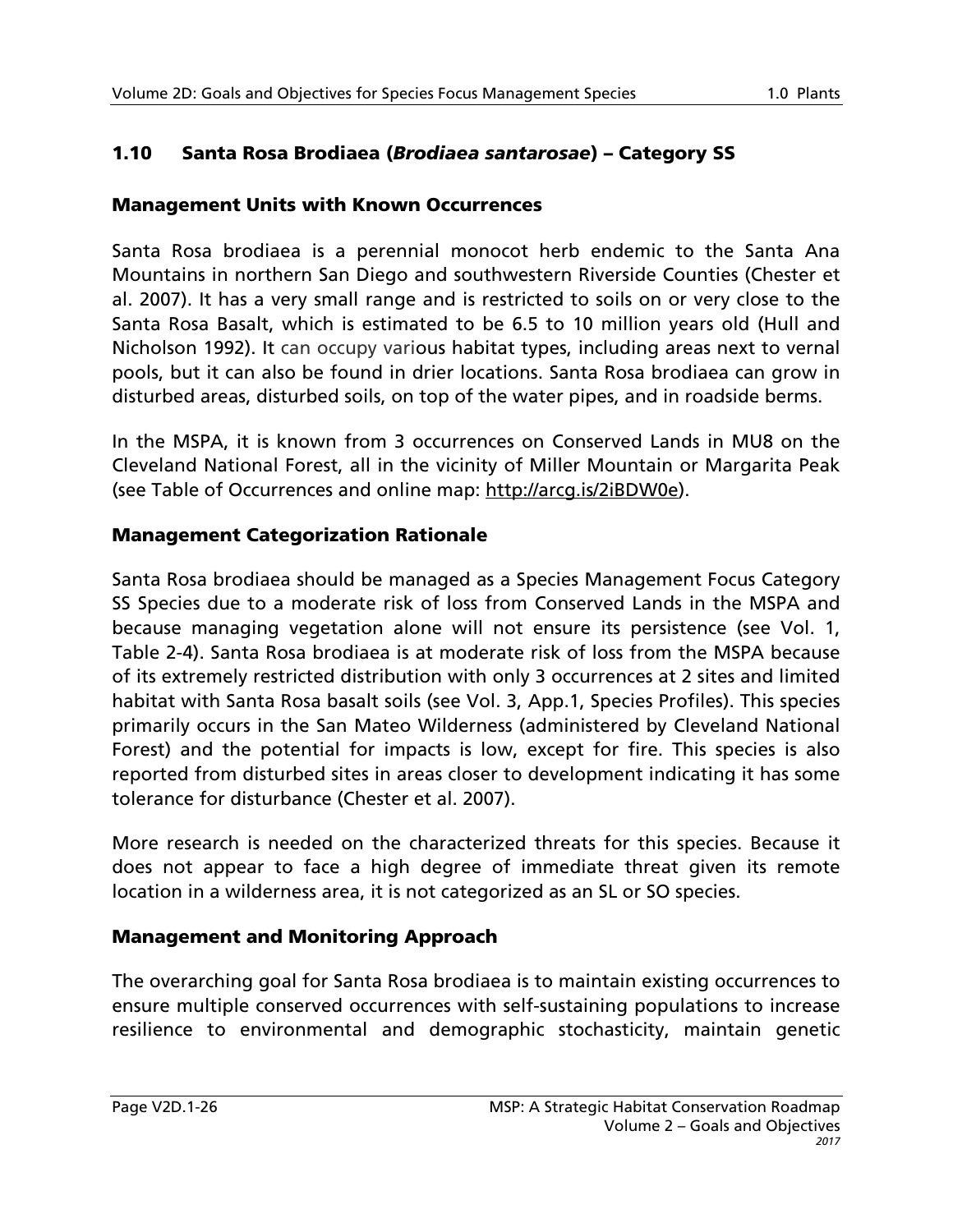## 1.10 Santa Rosa Brodiaea (*Brodiaea santarosae*) – Category SS

### Management Units with Known Occurrences

Santa Rosa brodiaea is a perennial monocot herb endemic to the Santa Ana Mountains in northern San Diego and southwestern Riverside Counties (Chester et al. 2007). It has a very small range and is restricted to soils on or very close to the Santa Rosa Basalt, which is estimated to be 6.5 to 10 million years old (Hull and Nicholson 1992). It can occupy various habitat types, including areas next to vernal pools, but it can also be found in drier locations. Santa Rosa brodiaea can grow in disturbed areas, disturbed soils, on top of the water pipes, and in roadside berms.

In the MSPA, it is known from 3 occurrences on Conserved Lands in MU8 on the Cleveland National Forest, all in the vicinity of Miller Mountain or Margarita Peak (see Table of Occurrences and online map: http://arcg.is/2iBDW0e).

### Management Categorization Rationale

Santa Rosa brodiaea should be managed as a Species Management Focus Category SS Species due to a moderate risk of loss from Conserved Lands in the MSPA and because managing vegetation alone will not ensure its persistence (see Vol. 1, Table 2-4). Santa Rosa brodiaea is at moderate risk of loss from the MSPA because of its extremely restricted distribution with only 3 occurrences at 2 sites and limited habitat with Santa Rosa basalt soils (see Vol. 3, App.1, Species Profiles). This species primarily occurs in the San Mateo Wilderness (administered by Cleveland National Forest) and the potential for impacts is low, except for fire. This species is also reported from disturbed sites in areas closer to development indicating it has some tolerance for disturbance (Chester et al. 2007).

More research is needed on the characterized threats for this species. Because it does not appear to face a high degree of immediate threat given its remote location in a wilderness area, it is not categorized as an SL or SO species.

### Management and Monitoring Approach

The overarching goal for Santa Rosa brodiaea is to maintain existing occurrences to ensure multiple conserved occurrences with self-sustaining populations to increase resilience to environmental and demographic stochasticity, maintain genetic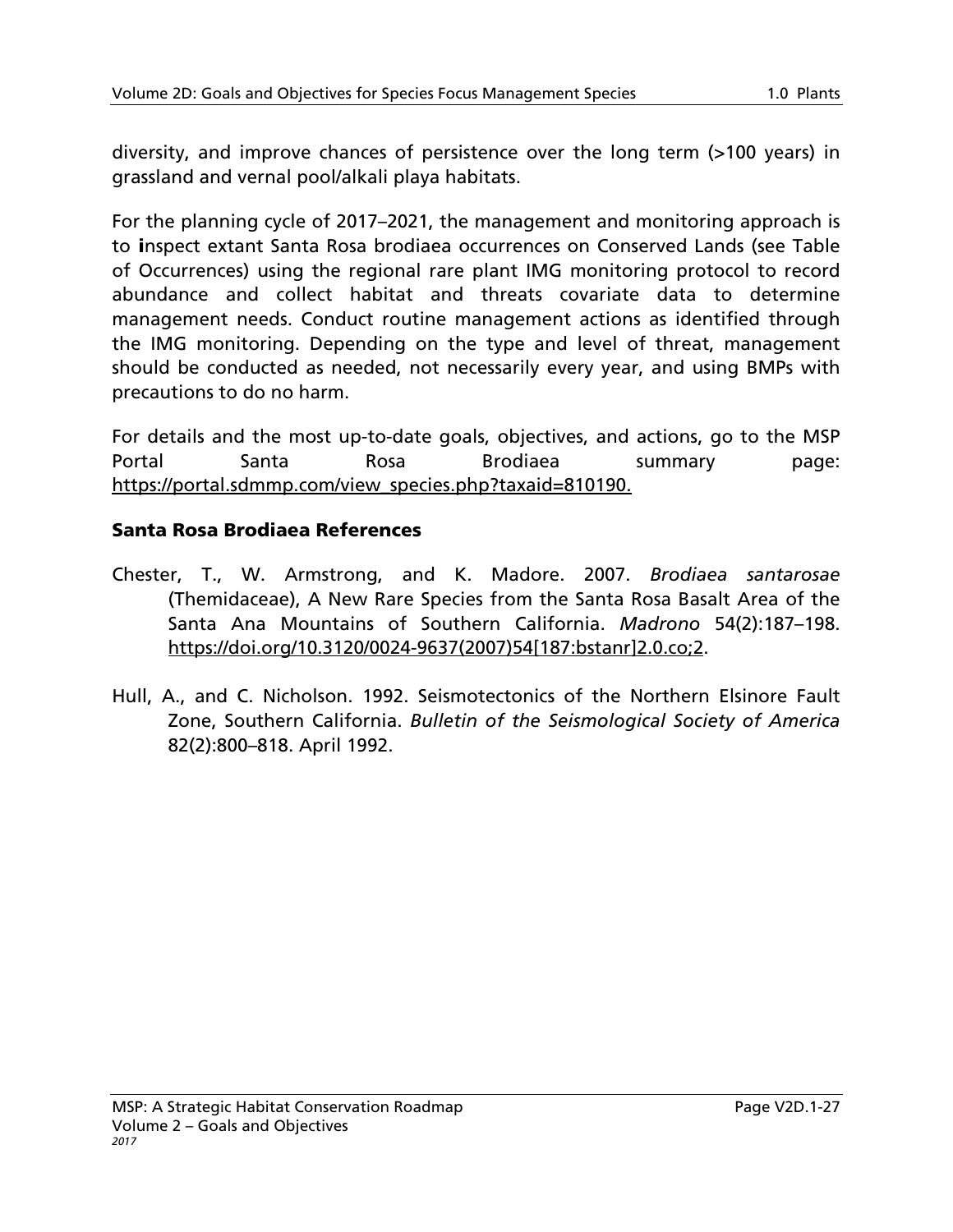diversity, and improve chances of persistence over the long term (>100 years) in grassland and vernal pool/alkali playa habitats.

For the planning cycle of 2017–2021, the management and monitoring approach is to **i**nspect extant Santa Rosa brodiaea occurrences on Conserved Lands (see Table of Occurrences) using the regional rare plant IMG monitoring protocol to record abundance and collect habitat and threats covariate data to determine management needs. Conduct routine management actions as identified through the IMG monitoring. Depending on the type and level of threat, management should be conducted as needed, not necessarily every year, and using BMPs with precautions to do no harm.

For details and the most up-to-date goals, objectives, and actions, go to the MSP Portal Santa Rosa Brodiaea summary page: https://portal.sdmmp.com/view_species.php?taxaid=810190.

### Santa Rosa Brodiaea References

Chester, T., W. Armstrong, and K. Madore. 2007. *Brodiaea santarosae* (Themidaceae), A New Rare Species from the Santa Rosa Basalt Area of the Santa Ana Mountains of Southern California. *Madrono* 54(2):187–198. https://doi.org/10.3120/0024-9637(2007)54[187:bstanr]2.0.co;2.

Hull, A., and C. Nicholson. 1992. Seismotectonics of the Northern Elsinore Fault Zone, Southern California. *Bulletin of the Seismological Society of America* 82(2):800–818. April 1992.